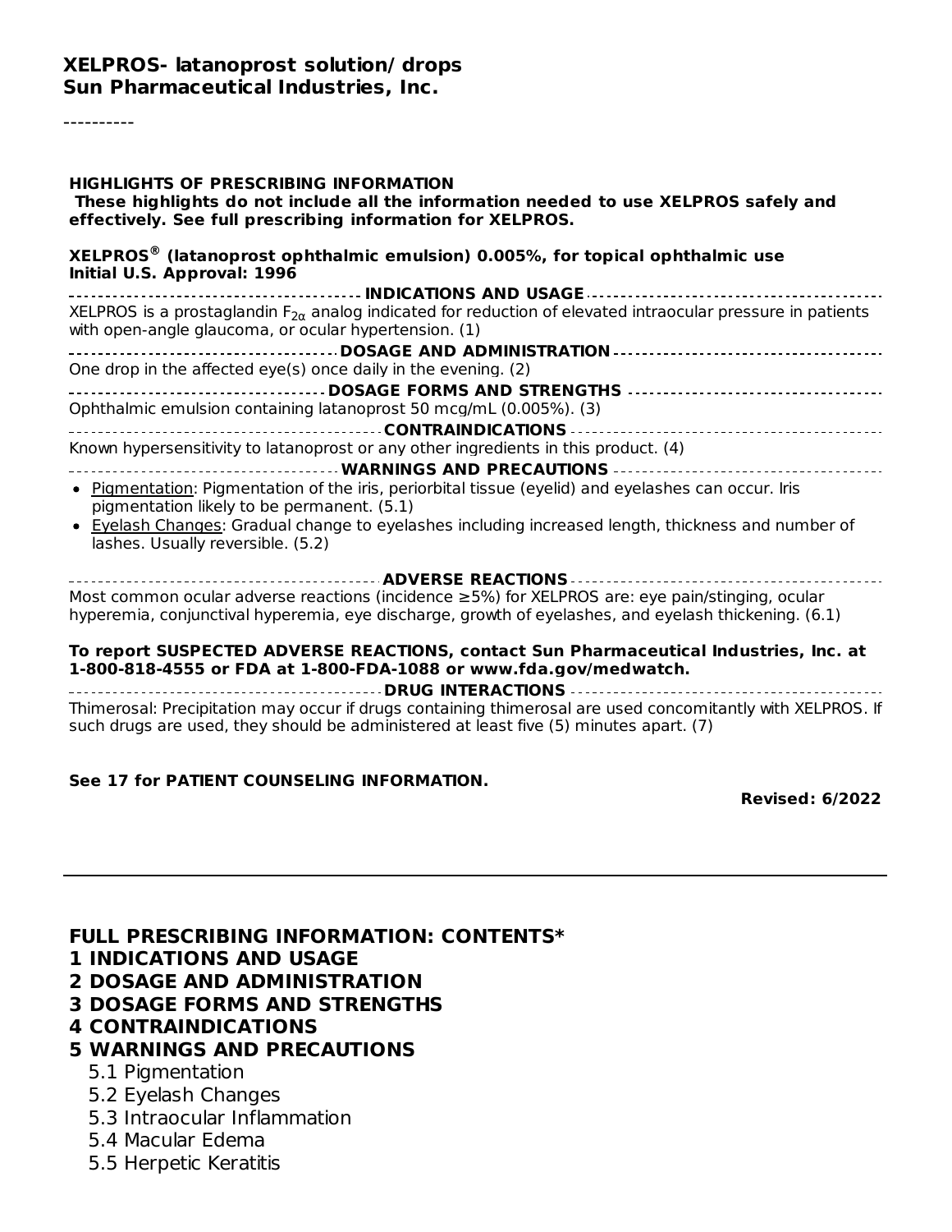**XELPROS- latanoprost solution/ drops**
**Sun Pharmaceutical Industries, Inc.**

----------

**HIGHLIGHTS OF PRESCRIBING INFORMATION**
**These highlights do not include all the information needed to use XELPROS safely and effectively. See full prescribing information for XELPROS.**

**XELPROS® (latanoprost ophthalmic emulsion) 0.005%, for topical ophthalmic use**
**Initial U.S. Approval: 1996**

**INDICATIONS AND USAGE**

XELPROS is a prostaglandin $F_{2\alpha}$ analog indicated for reduction of elevated intraocular pressure in patients with open-angle glaucoma, or ocular hypertension. (1)

**DOSAGE AND ADMINISTRATION**

One drop in the affected eye(s) once daily in the evening. (2)

**DOSAGE FORMS AND STRENGTHS**

Ophthalmic emulsion containing latanoprost 50 mcg/mL (0.005%). (3)

**CONTRAINDICATIONS**

Known hypersensitivity to latanoprost or any other ingredients in this product. (4)

**WARNINGS AND PRECAUTIONS**

- Pigmentation: Pigmentation of the iris, periorbital tissue (eyelid) and eyelashes can occur. Iris pigmentation likely to be permanent. (5.1)
- Eyelash Changes: Gradual change to eyelashes including increased length, thickness and number of lashes. Usually reversible. (5.2)

**ADVERSE REACTIONS**

Most common ocular adverse reactions (incidence ≥5%) for XELPROS are: eye pain/stinging, ocular hyperemia, conjunctival hyperemia, eye discharge, growth of eyelashes, and eyelash thickening. (6.1)

**To report SUSPECTED ADVERSE REACTIONS, contact Sun Pharmaceutical Industries, Inc. at 1-800-818-4555 or FDA at 1-800-FDA-1088 or www.fda.gov/medwatch.**

**DRUG INTERACTIONS**

Thimerosal: Precipitation may occur if drugs containing thimerosal are used concomitantly with XELPROS. If such drugs are used, they should be administered at least five (5) minutes apart. (7)

**See 17 for PATIENT COUNSELING INFORMATION.**

**Revised: 6/2022**

---

## FULL PRESCRIBING INFORMATION: CONTENTS*

**1 INDICATIONS AND USAGE**
**2 DOSAGE AND ADMINISTRATION**
**3 DOSAGE FORMS AND STRENGTHS**
**4 CONTRAINDICATIONS**
**5 WARNINGS AND PRECAUTIONS**
- 5.1 Pigmentation
- 5.2 Eyelash Changes
- 5.3 Intraocular Inflammation
- 5.4 Macular Edema
- 5.5 Herpetic Keratitis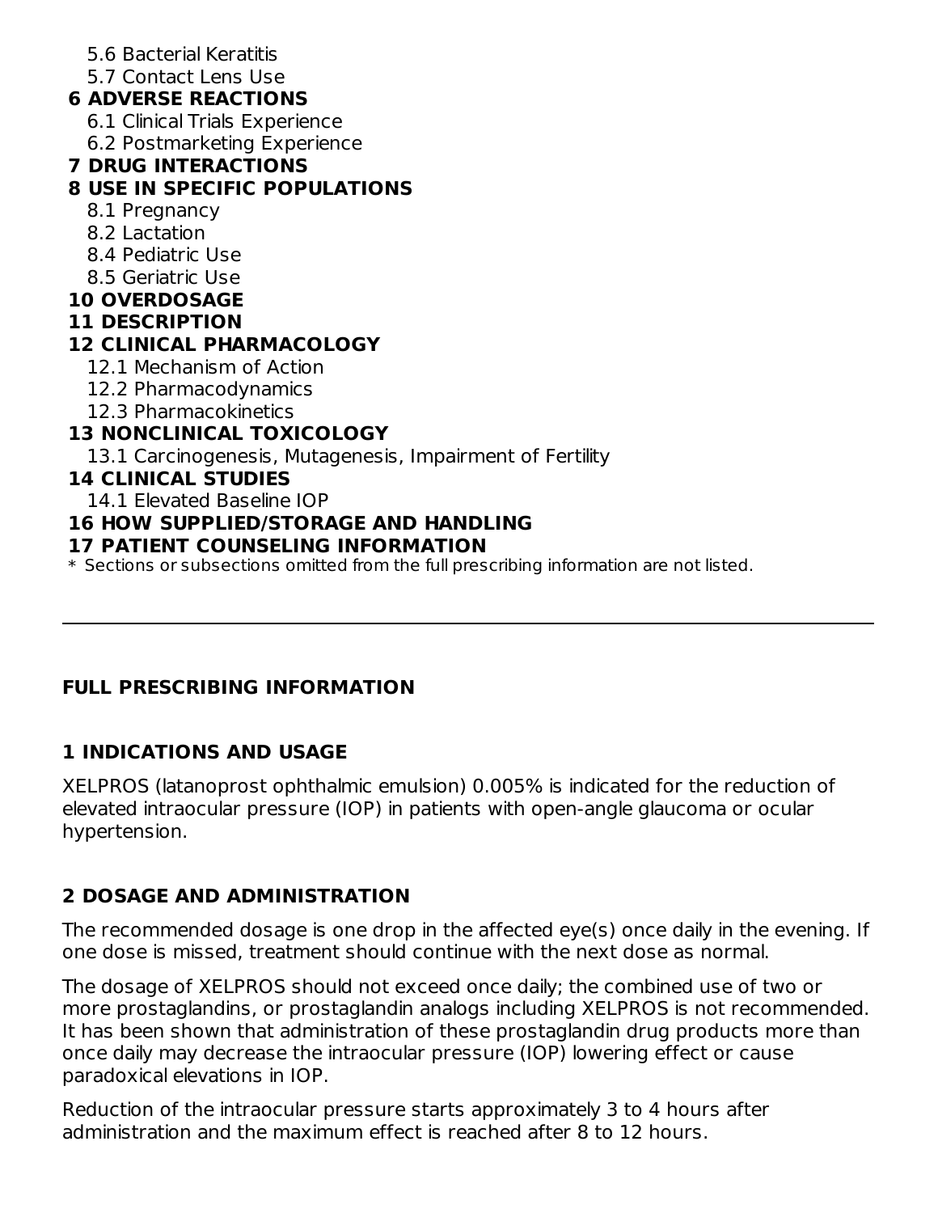5.6 Bacterial Keratitis
5.7 Contact Lens Use

**6 ADVERSE REACTIONS**

6.1 Clinical Trials Experience
6.2 Postmarketing Experience

**7 DRUG INTERACTIONS**

**8 USE IN SPECIFIC POPULATIONS**

8.1 Pregnancy
8.2 Lactation
8.4 Pediatric Use
8.5 Geriatric Use

**10 OVERDOSAGE**

**11 DESCRIPTION**

**12 CLINICAL PHARMACOLOGY**

12.1 Mechanism of Action
12.2 Pharmacodynamics
12.3 Pharmacokinetics

**13 NONCLINICAL TOXICOLOGY**

13.1 Carcinogenesis, Mutagenesis, Impairment of Fertility

**14 CLINICAL STUDIES**

14.1 Elevated Baseline IOP

**16 HOW SUPPLIED/STORAGE AND HANDLING**

**17 PATIENT COUNSELING INFORMATION**

* Sections or subsections omitted from the full prescribing information are not listed.

---

## FULL PRESCRIBING INFORMATION

### 1 INDICATIONS AND USAGE

XELPROS (latanoprost ophthalmic emulsion) 0.005% is indicated for the reduction of elevated intraocular pressure (IOP) in patients with open-angle glaucoma or ocular hypertension.

### 2 DOSAGE AND ADMINISTRATION

The recommended dosage is one drop in the affected eye(s) once daily in the evening. If one dose is missed, treatment should continue with the next dose as normal.

The dosage of XELPROS should not exceed once daily; the combined use of two or more prostaglandins, or prostaglandin analogs including XELPROS is not recommended. It has been shown that administration of these prostaglandin drug products more than once daily may decrease the intraocular pressure (IOP) lowering effect or cause paradoxical elevations in IOP.

Reduction of the intraocular pressure starts approximately 3 to 4 hours after administration and the maximum effect is reached after 8 to 12 hours.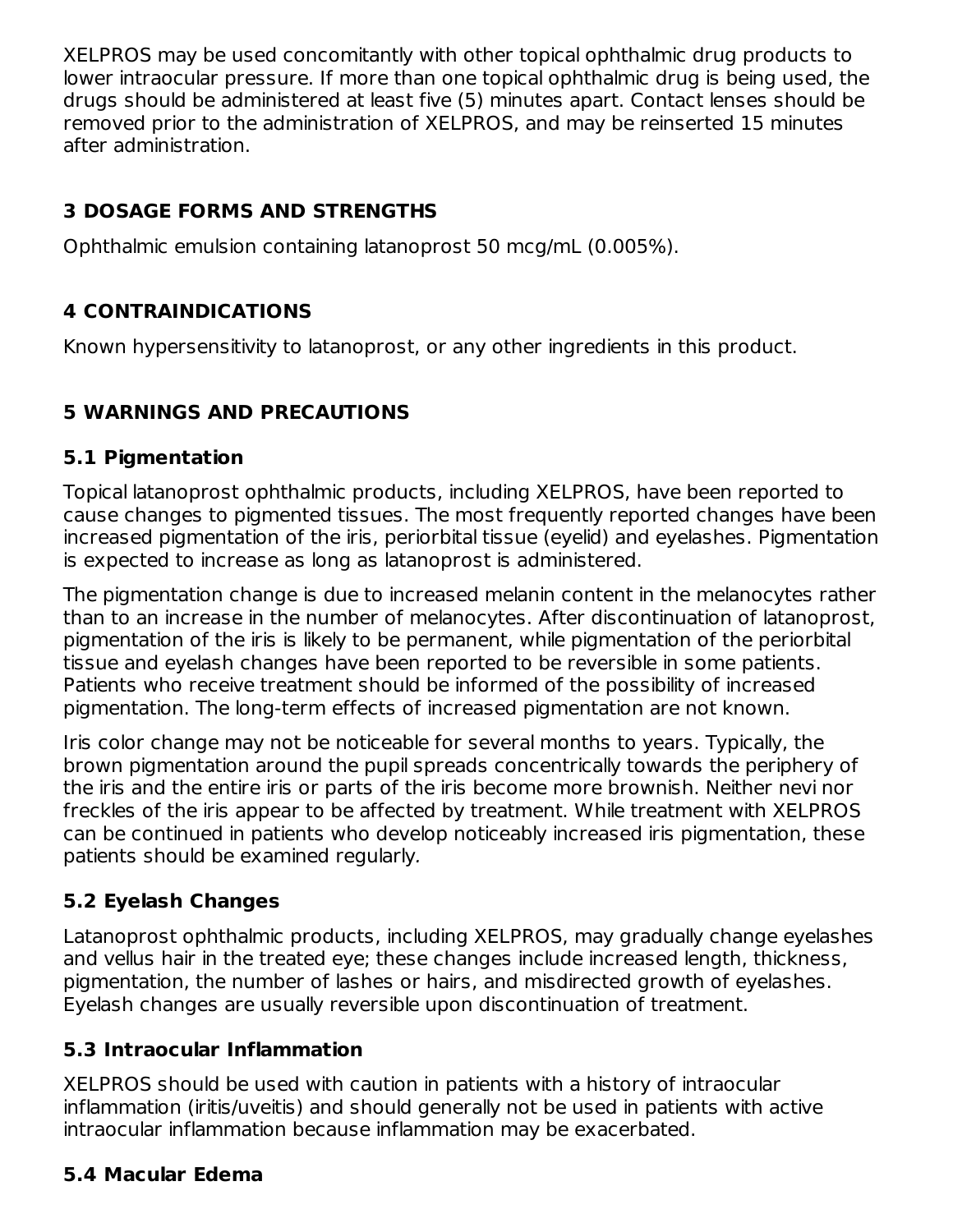XELPROS may be used concomitantly with other topical ophthalmic drug products to lower intraocular pressure. If more than one topical ophthalmic drug is being used, the drugs should be administered at least five (5) minutes apart. Contact lenses should be removed prior to the administration of XELPROS, and may be reinserted 15 minutes after administration.

## 3 DOSAGE FORMS AND STRENGTHS

Ophthalmic emulsion containing latanoprost 50 mcg/mL (0.005%).

## 4 CONTRAINDICATIONS

Known hypersensitivity to latanoprost, or any other ingredients in this product.

## 5 WARNINGS AND PRECAUTIONS

### 5.1 Pigmentation

Topical latanoprost ophthalmic products, including XELPROS, have been reported to cause changes to pigmented tissues. The most frequently reported changes have been increased pigmentation of the iris, periorbital tissue (eyelid) and eyelashes. Pigmentation is expected to increase as long as latanoprost is administered.

The pigmentation change is due to increased melanin content in the melanocytes rather than to an increase in the number of melanocytes. After discontinuation of latanoprost, pigmentation of the iris is likely to be permanent, while pigmentation of the periorbital tissue and eyelash changes have been reported to be reversible in some patients. Patients who receive treatment should be informed of the possibility of increased pigmentation. The long-term effects of increased pigmentation are not known.

Iris color change may not be noticeable for several months to years. Typically, the brown pigmentation around the pupil spreads concentrically towards the periphery of the iris and the entire iris or parts of the iris become more brownish. Neither nevi nor freckles of the iris appear to be affected by treatment. While treatment with XELPROS can be continued in patients who develop noticeably increased iris pigmentation, these patients should be examined regularly.

### 5.2 Eyelash Changes

Latanoprost ophthalmic products, including XELPROS, may gradually change eyelashes and vellus hair in the treated eye; these changes include increased length, thickness, pigmentation, the number of lashes or hairs, and misdirected growth of eyelashes. Eyelash changes are usually reversible upon discontinuation of treatment.

### 5.3 Intraocular Inflammation

XELPROS should be used with caution in patients with a history of intraocular inflammation (iritis/uveitis) and should generally not be used in patients with active intraocular inflammation because inflammation may be exacerbated.

### 5.4 Macular Edema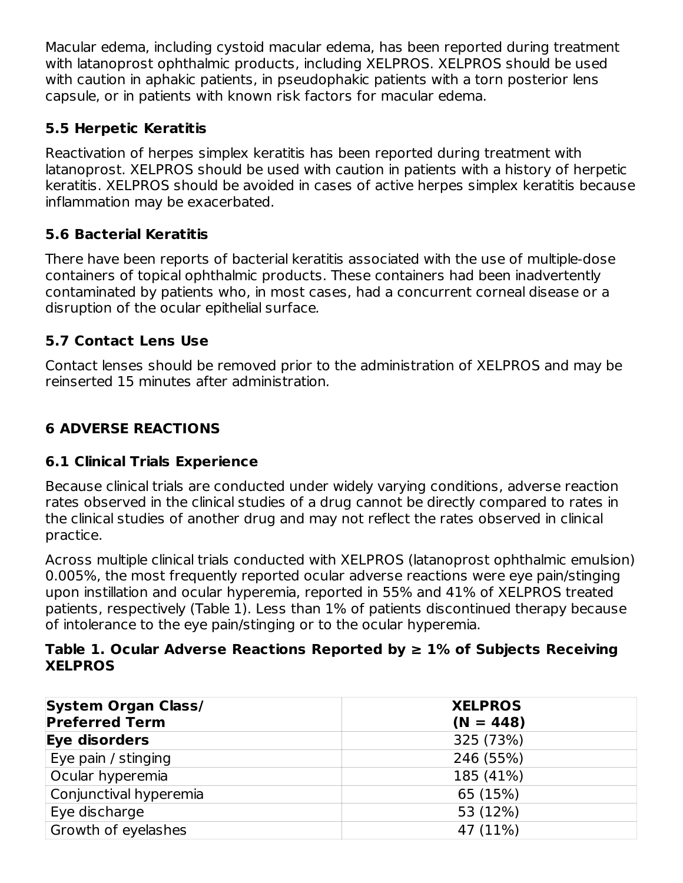Macular edema, including cystoid macular edema, has been reported during treatment with latanoprost ophthalmic products, including XELPROS. XELPROS should be used with caution in aphakic patients, in pseudophakic patients with a torn posterior lens capsule, or in patients with known risk factors for macular edema.

### 5.5 Herpetic Keratitis

Reactivation of herpes simplex keratitis has been reported during treatment with latanoprost. XELPROS should be used with caution in patients with a history of herpetic keratitis. XELPROS should be avoided in cases of active herpes simplex keratitis because inflammation may be exacerbated.

### 5.6 Bacterial Keratitis

There have been reports of bacterial keratitis associated with the use of multiple-dose containers of topical ophthalmic products. These containers had been inadvertently contaminated by patients who, in most cases, had a concurrent corneal disease or a disruption of the ocular epithelial surface.

### 5.7 Contact Lens Use

Contact lenses should be removed prior to the administration of XELPROS and may be reinserted 15 minutes after administration.

## 6 ADVERSE REACTIONS

### 6.1 Clinical Trials Experience

Because clinical trials are conducted under widely varying conditions, adverse reaction rates observed in the clinical studies of a drug cannot be directly compared to rates in the clinical studies of another drug and may not reflect the rates observed in clinical practice.

Across multiple clinical trials conducted with XELPROS (latanoprost ophthalmic emulsion) 0.005%, the most frequently reported ocular adverse reactions were eye pain/stinging upon instillation and ocular hyperemia, reported in 55% and 41% of XELPROS treated patients, respectively (Table 1). Less than 1% of patients discontinued therapy because of intolerance to the eye pain/stinging or to the ocular hyperemia.

**Table 1. Ocular Adverse Reactions Reported by ≥ 1% of Subjects Receiving XELPROS**

| **System Organ Class/ Preferred Term** | **XELPROS (N = 448)** |
|---|---|
| **Eye disorders** | 325 (73%) |
| Eye pain / stinging | 246 (55%) |
| Ocular hyperemia | 185 (41%) |
| Conjunctival hyperemia | 65 (15%) |
| Eye discharge | 53 (12%) |
| Growth of eyelashes | 47 (11%) |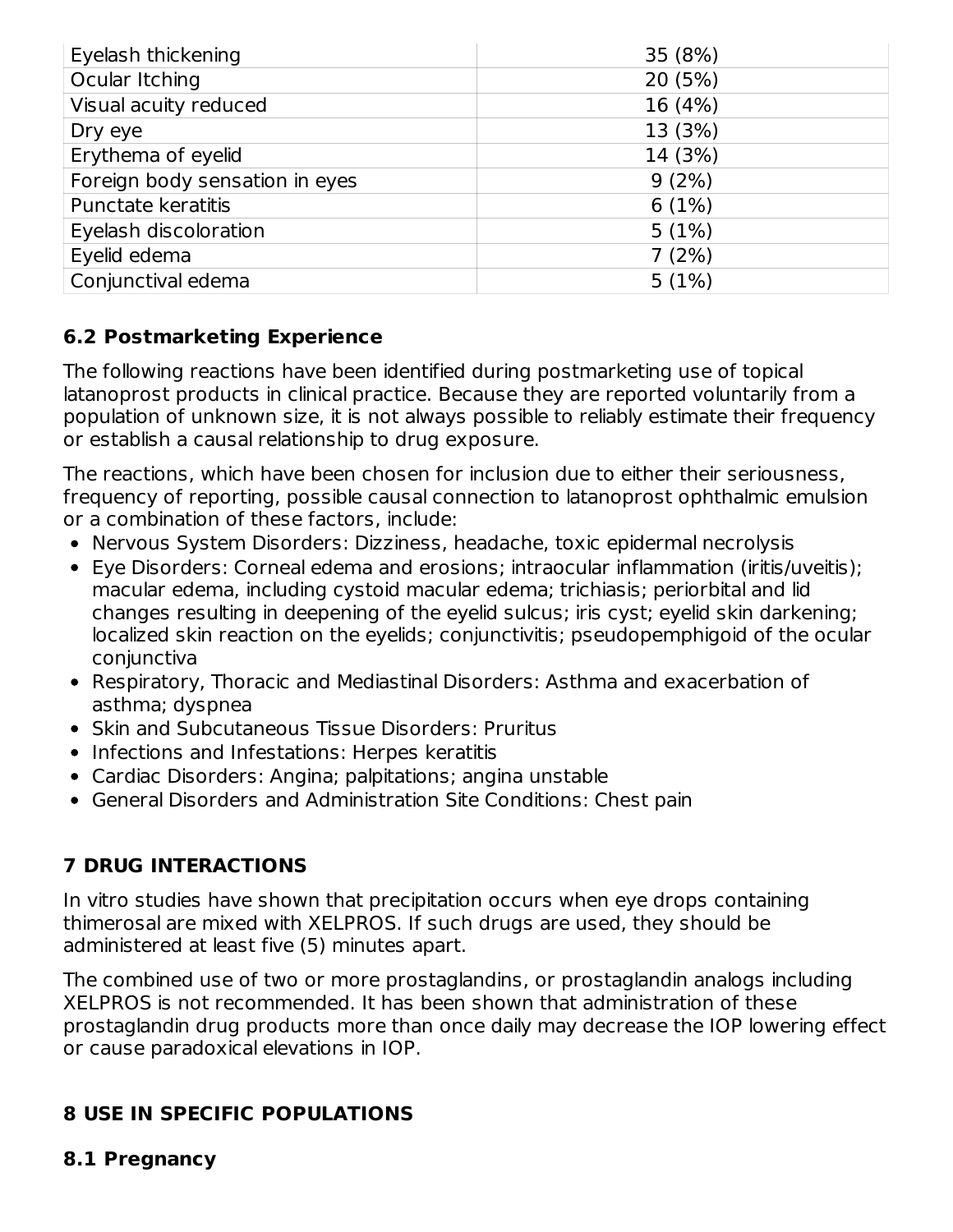| | |
|---|---|
| Eyelash thickening | 35 (8%) |
| Ocular Itching | 20 (5%) |
| Visual acuity reduced | 16 (4%) |
| Dry eye | 13 (3%) |
| Erythema of eyelid | 14 (3%) |
| Foreign body sensation in eyes | 9 (2%) |
| Punctate keratitis | 6 (1%) |
| Eyelash discoloration | 5 (1%) |
| Eyelid edema | 7 (2%) |
| Conjunctival edema | 5 (1%) |

### 6.2 Postmarketing Experience

The following reactions have been identified during postmarketing use of topical latanoprost products in clinical practice. Because they are reported voluntarily from a population of unknown size, it is not always possible to reliably estimate their frequency or establish a causal relationship to drug exposure.

The reactions, which have been chosen for inclusion due to either their seriousness, frequency of reporting, possible causal connection to latanoprost ophthalmic emulsion or a combination of these factors, include:

- Nervous System Disorders: Dizziness, headache, toxic epidermal necrolysis
- Eye Disorders: Corneal edema and erosions; intraocular inflammation (iritis/uveitis); macular edema, including cystoid macular edema; trichiasis; periorbital and lid changes resulting in deepening of the eyelid sulcus; iris cyst; eyelid skin darkening; localized skin reaction on the eyelids; conjunctivitis; pseudopemphigoid of the ocular conjunctiva
- Respiratory, Thoracic and Mediastinal Disorders: Asthma and exacerbation of asthma; dyspnea
- Skin and Subcutaneous Tissue Disorders: Pruritus
- Infections and Infestations: Herpes keratitis
- Cardiac Disorders: Angina; palpitations; angina unstable
- General Disorders and Administration Site Conditions: Chest pain

## 7 DRUG INTERACTIONS

In vitro studies have shown that precipitation occurs when eye drops containing thimerosal are mixed with XELPROS. If such drugs are used, they should be administered at least five (5) minutes apart.

The combined use of two or more prostaglandins, or prostaglandin analogs including XELPROS is not recommended. It has been shown that administration of these prostaglandin drug products more than once daily may decrease the IOP lowering effect or cause paradoxical elevations in IOP.

## 8 USE IN SPECIFIC POPULATIONS

### 8.1 Pregnancy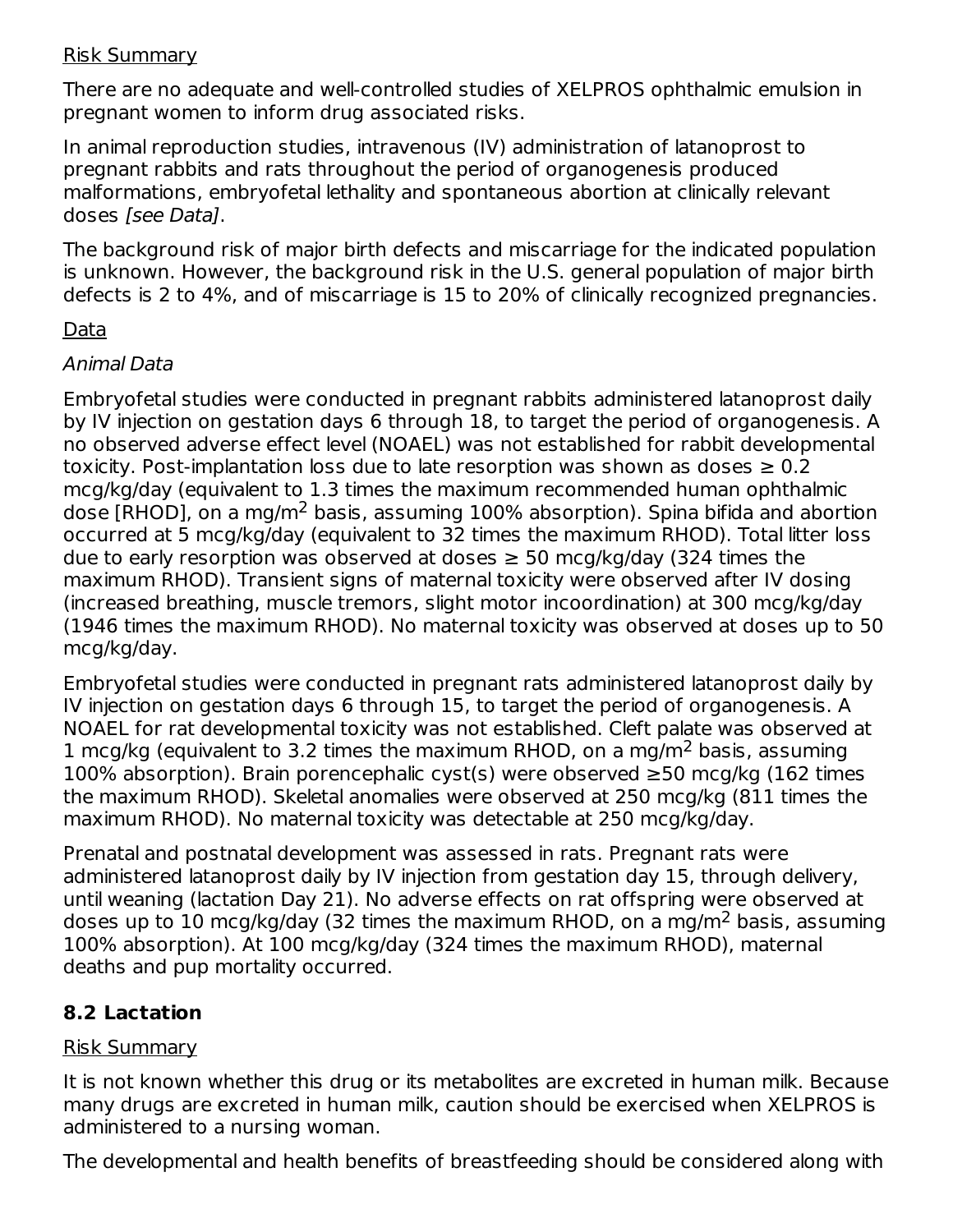Risk Summary

There are no adequate and well-controlled studies of XELPROS ophthalmic emulsion in pregnant women to inform drug associated risks.

In animal reproduction studies, intravenous (IV) administration of latanoprost to pregnant rabbits and rats throughout the period of organogenesis produced malformations, embryofetal lethality and spontaneous abortion at clinically relevant doses *[see Data]*.

The background risk of major birth defects and miscarriage for the indicated population is unknown. However, the background risk in the U.S. general population of major birth defects is 2 to 4%, and of miscarriage is 15 to 20% of clinically recognized pregnancies.

Data

*Animal Data*

Embryofetal studies were conducted in pregnant rabbits administered latanoprost daily by IV injection on gestation days 6 through 18, to target the period of organogenesis. A no observed adverse effect level (NOAEL) was not established for rabbit developmental toxicity. Post-implantation loss due to late resorption was shown as doses ≥ 0.2 mcg/kg/day (equivalent to 1.3 times the maximum recommended human ophthalmic dose [RHOD], on a mg/m$^2$ basis, assuming 100% absorption). Spina bifida and abortion occurred at 5 mcg/kg/day (equivalent to 32 times the maximum RHOD). Total litter loss due to early resorption was observed at doses ≥ 50 mcg/kg/day (324 times the maximum RHOD). Transient signs of maternal toxicity were observed after IV dosing (increased breathing, muscle tremors, slight motor incoordination) at 300 mcg/kg/day (1946 times the maximum RHOD). No maternal toxicity was observed at doses up to 50 mcg/kg/day.

Embryofetal studies were conducted in pregnant rats administered latanoprost daily by IV injection on gestation days 6 through 15, to target the period of organogenesis. A NOAEL for rat developmental toxicity was not established. Cleft palate was observed at 1 mcg/kg (equivalent to 3.2 times the maximum RHOD, on a mg/m$^2$ basis, assuming 100% absorption). Brain porencephalic cyst(s) were observed ≥50 mcg/kg (162 times the maximum RHOD). Skeletal anomalies were observed at 250 mcg/kg (811 times the maximum RHOD). No maternal toxicity was detectable at 250 mcg/kg/day.

Prenatal and postnatal development was assessed in rats. Pregnant rats were administered latanoprost daily by IV injection from gestation day 15, through delivery, until weaning (lactation Day 21). No adverse effects on rat offspring were observed at doses up to 10 mcg/kg/day (32 times the maximum RHOD, on a mg/m$^2$ basis, assuming 100% absorption). At 100 mcg/kg/day (324 times the maximum RHOD), maternal deaths and pup mortality occurred.

## 8.2 Lactation

Risk Summary

It is not known whether this drug or its metabolites are excreted in human milk. Because many drugs are excreted in human milk, caution should be exercised when XELPROS is administered to a nursing woman.

The developmental and health benefits of breastfeeding should be considered along with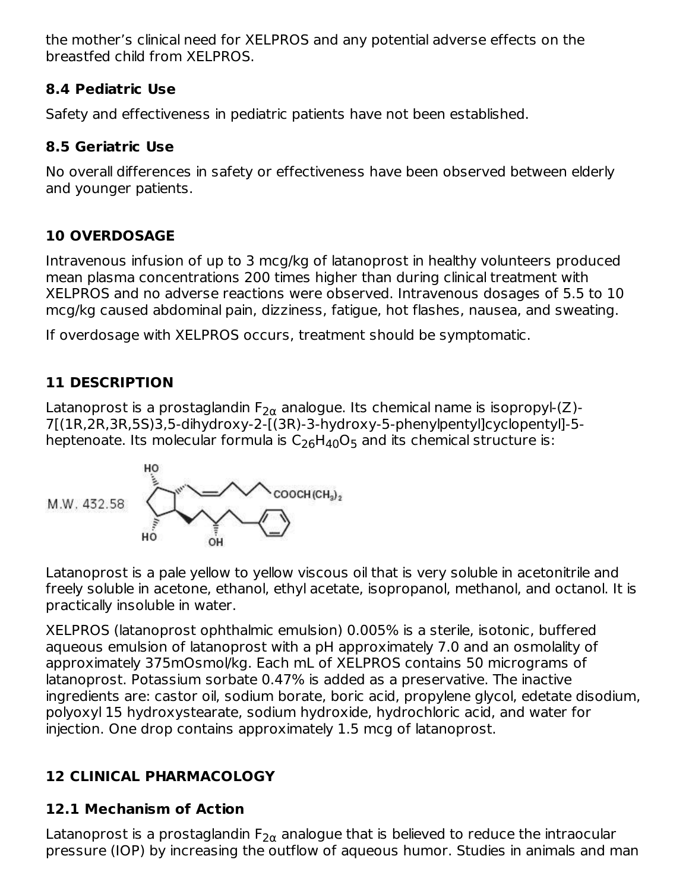the mother's clinical need for XELPROS and any potential adverse effects on the breastfed child from XELPROS.

### 8.4 Pediatric Use

Safety and effectiveness in pediatric patients have not been established.

### 8.5 Geriatric Use

No overall differences in safety or effectiveness have been observed between elderly and younger patients.

## 10 OVERDOSAGE

Intravenous infusion of up to 3 mcg/kg of latanoprost in healthy volunteers produced mean plasma concentrations 200 times higher than during clinical treatment with XELPROS and no adverse reactions were observed. Intravenous dosages of 5.5 to 10 mcg/kg caused abdominal pain, dizziness, fatigue, hot flashes, nausea, and sweating.

If overdosage with XELPROS occurs, treatment should be symptomatic.

## 11 DESCRIPTION

Latanoprost is a prostaglandin $F_{2\alpha}$ analogue. Its chemical name is isopropyl-(Z)-7[(1R,2R,3R,5S)3,5-dihydroxy-2-[(3R)-3-hydroxy-5-phenylpentyl]cyclopentyl]-5-heptenoate. Its molecular formula is $C_{26}H_{40}O_5$ and its chemical structure is:

M.W. 432.58

Latanoprost is a pale yellow to yellow viscous oil that is very soluble in acetonitrile and freely soluble in acetone, ethanol, ethyl acetate, isopropanol, methanol, and octanol. It is practically insoluble in water.

XELPROS (latanoprost ophthalmic emulsion) 0.005% is a sterile, isotonic, buffered aqueous emulsion of latanoprost with a pH approximately 7.0 and an osmolality of approximately 375mOsmol/kg. Each mL of XELPROS contains 50 micrograms of latanoprost. Potassium sorbate 0.47% is added as a preservative. The inactive ingredients are: castor oil, sodium borate, boric acid, propylene glycol, edetate disodium, polyoxyl 15 hydroxystearate, sodium hydroxide, hydrochloric acid, and water for injection. One drop contains approximately 1.5 mcg of latanoprost.

## 12 CLINICAL PHARMACOLOGY

### 12.1 Mechanism of Action

Latanoprost is a prostaglandin $F_{2\alpha}$ analogue that is believed to reduce the intraocular pressure (IOP) by increasing the outflow of aqueous humor. Studies in animals and man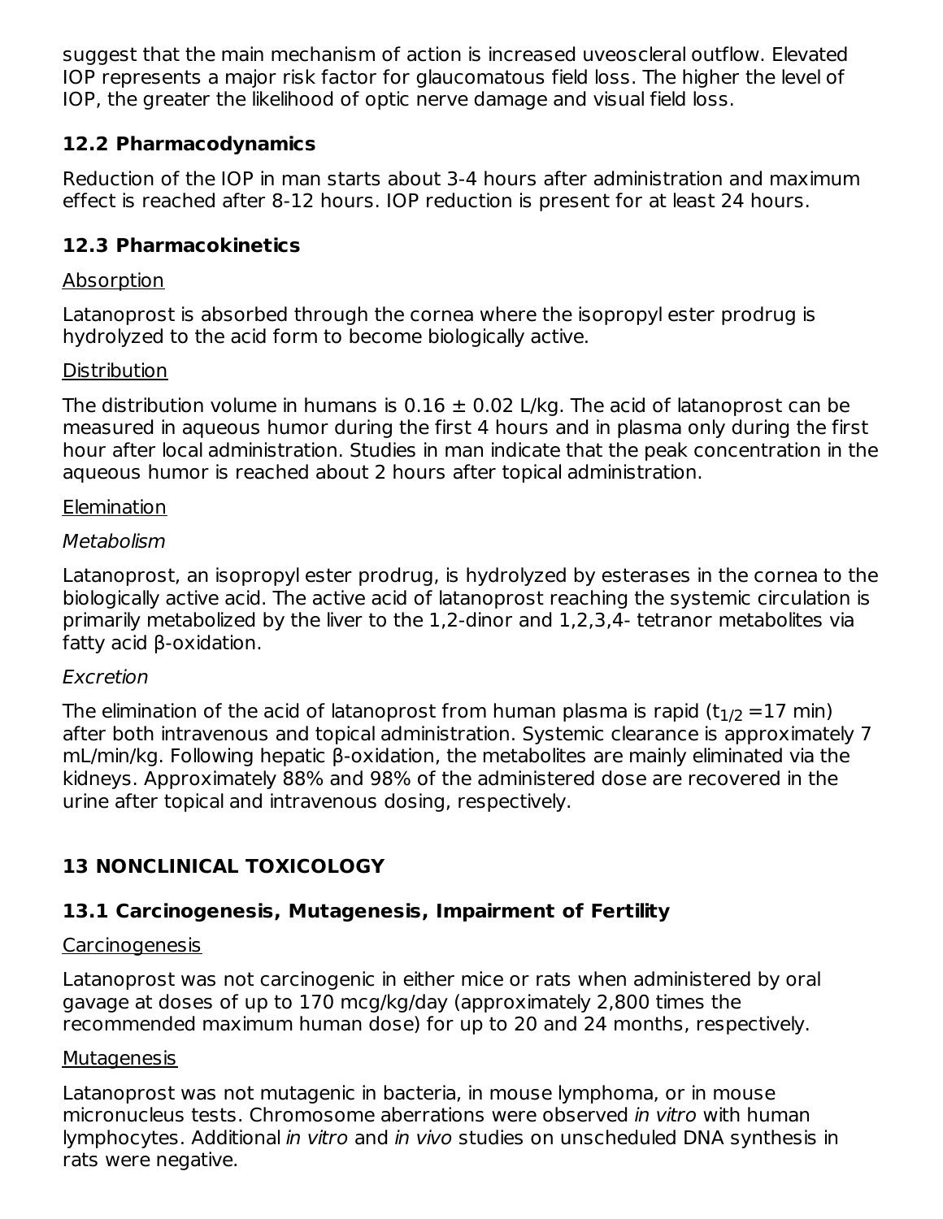suggest that the main mechanism of action is increased uveoscleral outflow. Elevated IOP represents a major risk factor for glaucomatous field loss. The higher the level of IOP, the greater the likelihood of optic nerve damage and visual field loss.

### 12.2 Pharmacodynamics

Reduction of the IOP in man starts about 3-4 hours after administration and maximum effect is reached after 8-12 hours. IOP reduction is present for at least 24 hours.

### 12.3 Pharmacokinetics

Absorption

Latanoprost is absorbed through the cornea where the isopropyl ester prodrug is hydrolyzed to the acid form to become biologically active.

Distribution

The distribution volume in humans is $0.16 \pm 0.02$ L/kg. The acid of latanoprost can be measured in aqueous humor during the first 4 hours and in plasma only during the first hour after local administration. Studies in man indicate that the peak concentration in the aqueous humor is reached about 2 hours after topical administration.

Elemination

*Metabolism*

Latanoprost, an isopropyl ester prodrug, is hydrolyzed by esterases in the cornea to the biologically active acid. The active acid of latanoprost reaching the systemic circulation is primarily metabolized by the liver to the 1,2-dinor and 1,2,3,4- tetranor metabolites via fatty acid β-oxidation.

*Excretion*

The elimination of the acid of latanoprost from human plasma is rapid ($t_{1/2}$ =17 min) after both intravenous and topical administration. Systemic clearance is approximately 7 mL/min/kg. Following hepatic β-oxidation, the metabolites are mainly eliminated via the kidneys. Approximately 88% and 98% of the administered dose are recovered in the urine after topical and intravenous dosing, respectively.

## 13 NONCLINICAL TOXICOLOGY

### 13.1 Carcinogenesis, Mutagenesis, Impairment of Fertility

Carcinogenesis

Latanoprost was not carcinogenic in either mice or rats when administered by oral gavage at doses of up to 170 mcg/kg/day (approximately 2,800 times the recommended maximum human dose) for up to 20 and 24 months, respectively.

Mutagenesis

Latanoprost was not mutagenic in bacteria, in mouse lymphoma, or in mouse micronucleus tests. Chromosome aberrations were observed *in vitro* with human lymphocytes. Additional *in vitro* and *in vivo* studies on unscheduled DNA synthesis in rats were negative.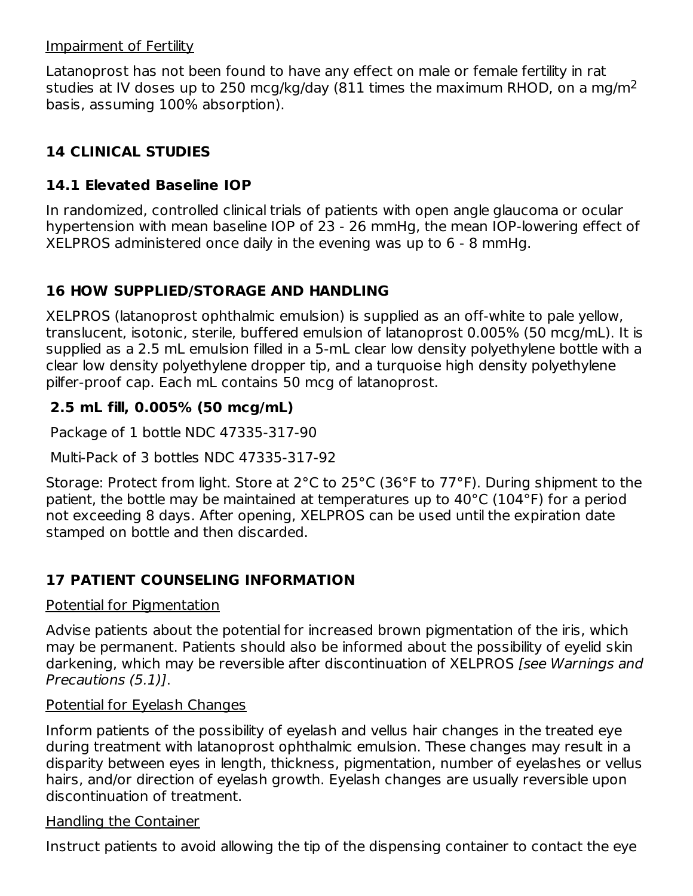Impairment of Fertility

Latanoprost has not been found to have any effect on male or female fertility in rat studies at IV doses up to 250 mcg/kg/day (811 times the maximum RHOD, on a mg/m$^2$ basis, assuming 100% absorption).

## 14 CLINICAL STUDIES

### 14.1 Elevated Baseline IOP

In randomized, controlled clinical trials of patients with open angle glaucoma or ocular hypertension with mean baseline IOP of 23 - 26 mmHg, the mean IOP-lowering effect of XELPROS administered once daily in the evening was up to 6 - 8 mmHg.

## 16 HOW SUPPLIED/STORAGE AND HANDLING

XELPROS (latanoprost ophthalmic emulsion) is supplied as an off-white to pale yellow, translucent, isotonic, sterile, buffered emulsion of latanoprost 0.005% (50 mcg/mL). It is supplied as a 2.5 mL emulsion filled in a 5-mL clear low density polyethylene bottle with a clear low density polyethylene dropper tip, and a turquoise high density polyethylene pilfer-proof cap. Each mL contains 50 mcg of latanoprost.

**2.5 mL fill, 0.005% (50 mcg/mL)**

Package of 1 bottle NDC 47335-317-90

Multi-Pack of 3 bottles NDC 47335-317-92

Storage: Protect from light. Store at 2°C to 25°C (36°F to 77°F). During shipment to the patient, the bottle may be maintained at temperatures up to 40°C (104°F) for a period not exceeding 8 days. After opening, XELPROS can be used until the expiration date stamped on bottle and then discarded.

## 17 PATIENT COUNSELING INFORMATION

Potential for Pigmentation

Advise patients about the potential for increased brown pigmentation of the iris, which may be permanent. Patients should also be informed about the possibility of eyelid skin darkening, which may be reversible after discontinuation of XELPROS *[see Warnings and Precautions (5.1)]*.

Potential for Eyelash Changes

Inform patients of the possibility of eyelash and vellus hair changes in the treated eye during treatment with latanoprost ophthalmic emulsion. These changes may result in a disparity between eyes in length, thickness, pigmentation, number of eyelashes or vellus hairs, and/or direction of eyelash growth. Eyelash changes are usually reversible upon discontinuation of treatment.

Handling the Container

Instruct patients to avoid allowing the tip of the dispensing container to contact the eye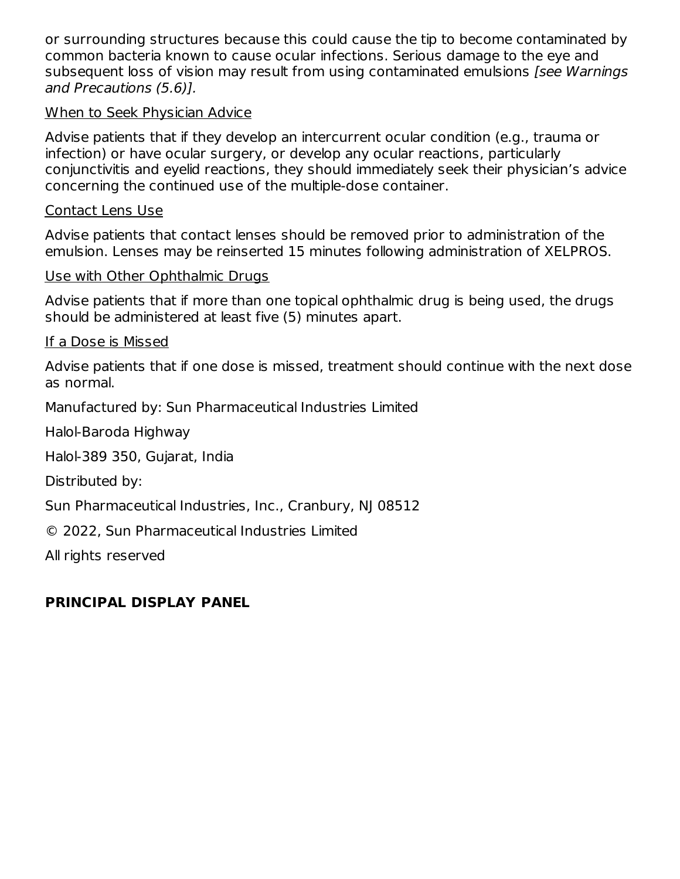or surrounding structures because this could cause the tip to become contaminated by common bacteria known to cause ocular infections. Serious damage to the eye and subsequent loss of vision may result from using contaminated emulsions *[see Warnings and Precautions (5.6)]*.

When to Seek Physician Advice

Advise patients that if they develop an intercurrent ocular condition (e.g., trauma or infection) or have ocular surgery, or develop any ocular reactions, particularly conjunctivitis and eyelid reactions, they should immediately seek their physician's advice concerning the continued use of the multiple-dose container.

Contact Lens Use

Advise patients that contact lenses should be removed prior to administration of the emulsion. Lenses may be reinserted 15 minutes following administration of XELPROS.

Use with Other Ophthalmic Drugs

Advise patients that if more than one topical ophthalmic drug is being used, the drugs should be administered at least five (5) minutes apart.

If a Dose is Missed

Advise patients that if one dose is missed, treatment should continue with the next dose as normal.

Manufactured by: Sun Pharmaceutical Industries Limited

Halol-Baroda Highway

Halol-389 350, Gujarat, India

Distributed by:

Sun Pharmaceutical Industries, Inc., Cranbury, NJ 08512

© 2022, Sun Pharmaceutical Industries Limited

All rights reserved

## PRINCIPAL DISPLAY PANEL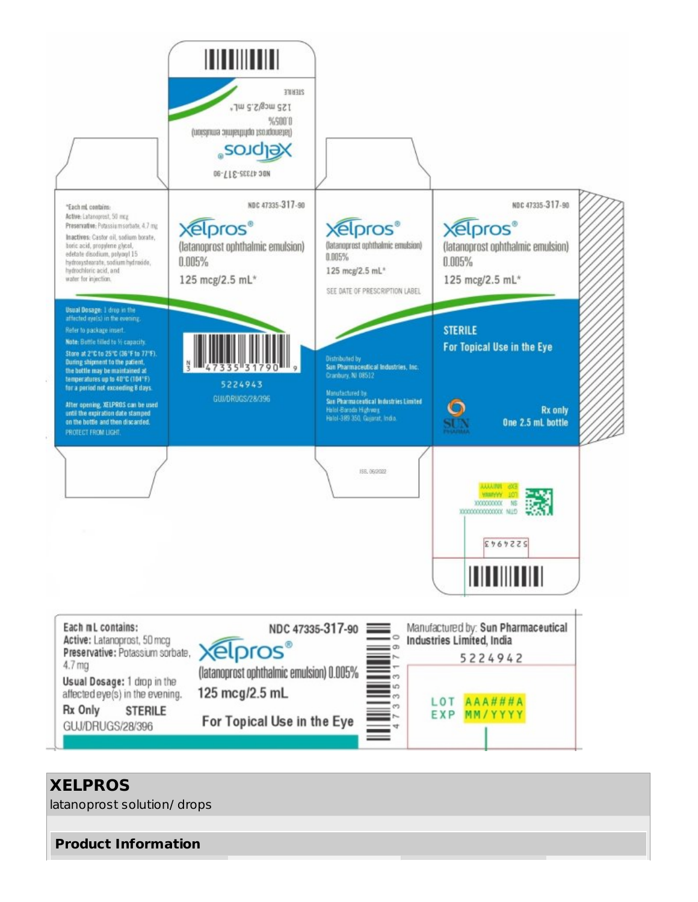NDC 47335-317-90

**Xelpros®**

(latanoprost ophthalmic emulsion)
0.005%

125 mcg/2.5 mL*

STERILE

*Each mL contains:
**Active:** Latanoprost, 50 mcg
**Preservative:** Potassium sorbate, 4.7 mg
**Inactives:** Castor oil, sodium borate, boric acid, propylene glycol, edetate disodium, polyoxyl 15 hydroxystearate, sodium hydroxide, hydrochloric acid, and water for injection.

**Usual Dosage:** 1 drop in the affected eye(s) in the evening.

Refer to package insert.

**Note:** Bottle filled to ½ capacity.

Store at 2°C to 25°C (36°F to 77°F). During shipment to the patient, the bottle may be maintained at temperatures up to 40°C (104°F) for a period not exceeding 8 days.

After opening, XELPROS can be used until the expiration date stamped on the bottle and then discarded.

PROTECT FROM LIGHT.

N 3 47335 31790 9

5224943

GUJ/DRUGS/28/396

SEE DATE OF PRESCRIPTION LABEL

Distributed by:
Sun Pharmaceutical Industries, Inc.
Cranbury, NJ 08512

Manufactured by:
Sun Pharmaceutical Industries Limited
Halol-Baroda Highway,
Halol-389 350, Gujarat, India.

ISS. 06/2022

STERILE
For Topical Use in the Eye

SUN PHARMA

Rx only
One 2.5 mL bottle

GTIN XXXXXXXXXXXXXX
SN XXXXXXXXX
LOT AAAAAAA
EXP MM/YYYY

5224943

---

**Each mL contains:**
**Active:** Latanoprost, 50 mcg
**Preservative:** Potassium sorbate, 4.7 mg
**Usual Dosage:** 1 drop in the affected eye(s) in the evening.
**Rx Only** **STERILE**
GUJ/DRUGS/28/396

NDC 47335-317-90

**Xelpros®**

(latanoprost ophthalmic emulsion) 0.005%
125 mcg/2.5 mL

For Topical Use in the Eye

4 7 3 3 5 3 1 7 9 0

Manufactured by: **Sun Pharmaceutical Industries Limited, India**

5224942

LOT AAA###A
EXP MM/YYYY

## XELPROS

latanoprost solution/ drops

### Product Information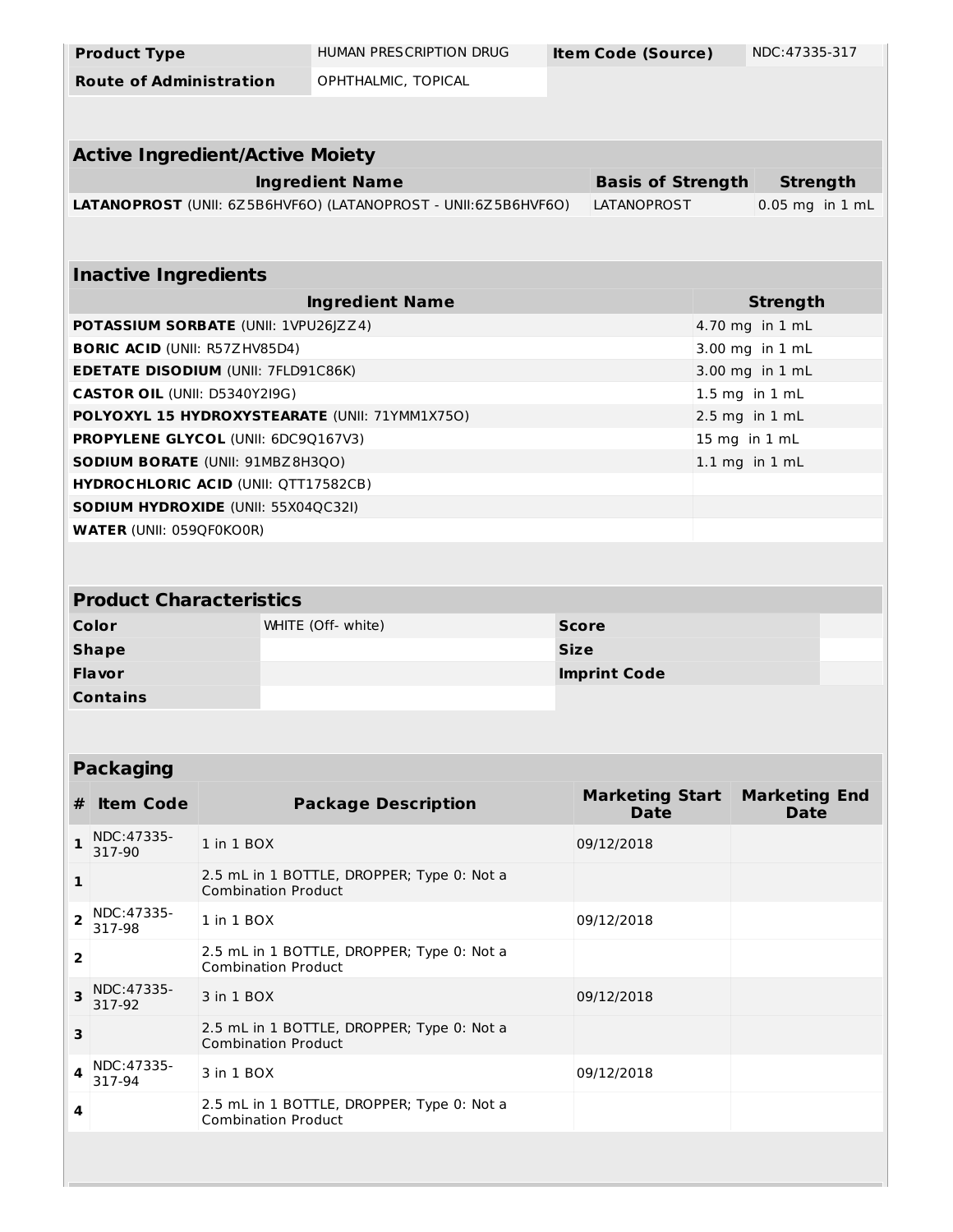| Product Type | HUMAN PRESCRIPTION DRUG | Item Code (Source) | NDC:47335-317 |
|---|---|---|---|
| Route of Administration | OPHTHALMIC, TOPICAL | | |

| Active Ingredient/Active Moiety | | |
|---|---|---|
| **Ingredient Name** | **Basis of Strength** | **Strength** |
| **LATANOPROST** (UNII: 6Z5B6HVF6O) (LATANOPROST - UNII:6Z5B6HVF6O) | LATANOPROST | 0.05 mg in 1 mL |

| Inactive Ingredients | |
|---|---|
| **Ingredient Name** | **Strength** |
| **POTASSIUM SORBATE** (UNII: 1VPU26JZZ4) | 4.70 mg in 1 mL |
| **BORIC ACID** (UNII: R57ZHV85D4) | 3.00 mg in 1 mL |
| **EDETATE DISODIUM** (UNII: 7FLD91C86K) | 3.00 mg in 1 mL |
| **CASTOR OIL** (UNII: D5340Y2I9G) | 1.5 mg in 1 mL |
| **POLYOXYL 15 HYDROXYSTEARATE** (UNII: 71YMM1X75O) | 2.5 mg in 1 mL |
| **PROPYLENE GLYCOL** (UNII: 6DC9Q167V3) | 15 mg in 1 mL |
| **SODIUM BORATE** (UNII: 91MBZ8H3QO) | 1.1 mg in 1 mL |
| **HYDROCHLORIC ACID** (UNII: QTT17582CB) | |
| **SODIUM HYDROXIDE** (UNII: 55X04QC32I) | |
| **WATER** (UNII: 059QF0KO0R) | |

| Product Characteristics | | | |
|---|---|---|---|
| **Color** | WHITE (Off- white) | **Score** | |
| **Shape** | | **Size** | |
| **Flavor** | | **Imprint Code** | |
| **Contains** | | | |

| Packaging | | | | |
|---|---|---|---|---|
| **#** | **Item Code** | **Package Description** | **Marketing Start Date** | **Marketing End Date** |
| 1 | NDC:47335-317-90 | 1 in 1 BOX | 09/12/2018 | |
| 1 | | 2.5 mL in 1 BOTTLE, DROPPER; Type 0: Not a Combination Product | | |
| 2 | NDC:47335-317-98 | 1 in 1 BOX | 09/12/2018 | |
| 2 | | 2.5 mL in 1 BOTTLE, DROPPER; Type 0: Not a Combination Product | | |
| 3 | NDC:47335-317-92 | 3 in 1 BOX | 09/12/2018 | |
| 3 | | 2.5 mL in 1 BOTTLE, DROPPER; Type 0: Not a Combination Product | | |
| 4 | NDC:47335-317-94 | 3 in 1 BOX | 09/12/2018 | |
| 4 | | 2.5 mL in 1 BOTTLE, DROPPER; Type 0: Not a Combination Product | | |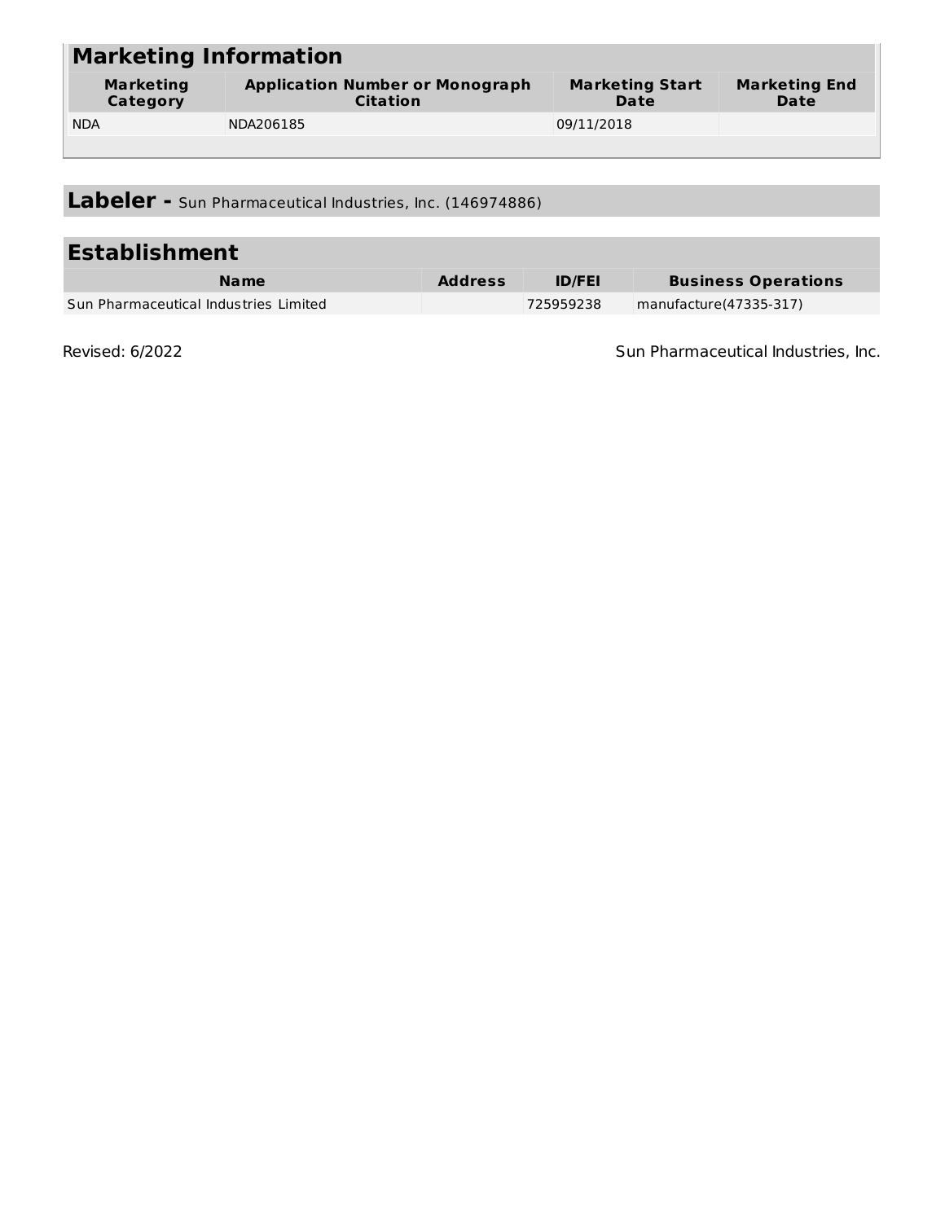## Marketing Information

| Marketing Category | Application Number or Monograph Citation | Marketing Start Date | Marketing End Date |
| --- | --- | --- | --- |
| NDA | NDA206185 | 09/11/2018 | |

## Labeler - Sun Pharmaceutical Industries, Inc. (146974886)

## Establishment

| Name | Address | ID/FEI | Business Operations |
| --- | --- | --- | --- |
| Sun Pharmaceutical Industries Limited | | 725959238 | manufacture(47335-317) |

Revised: 6/2022

Sun Pharmaceutical Industries, Inc.